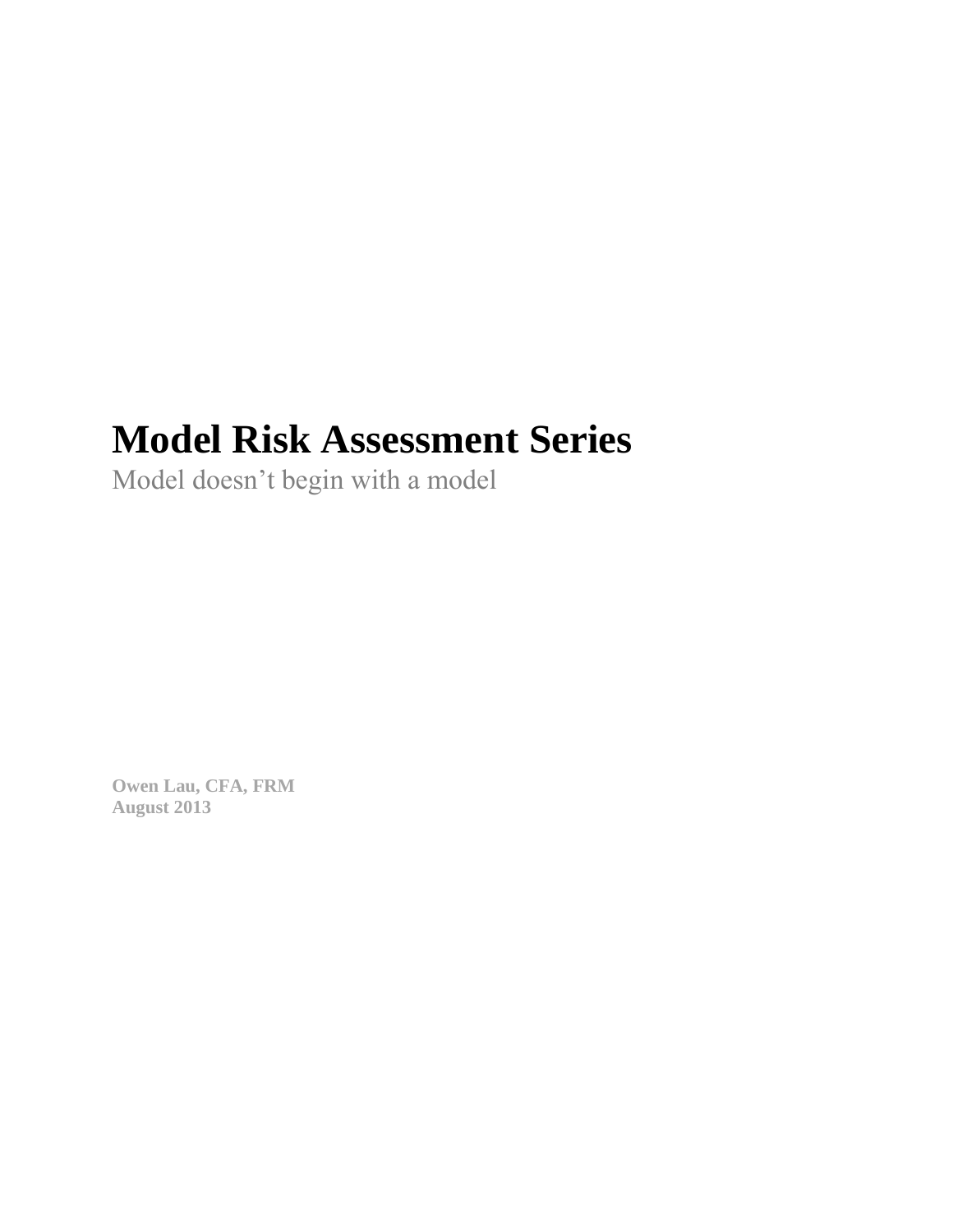# Model Risk Assessment Series

Model doesn't begin with a model

**Owen Lau, CFA, FRM**
**August 2013**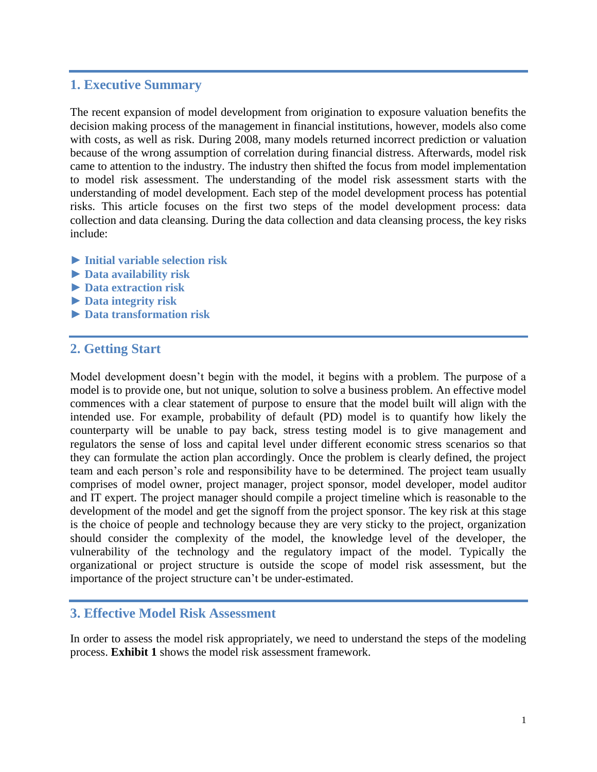## 1. Executive Summary

The recent expansion of model development from origination to exposure valuation benefits the decision making process of the management in financial institutions, however, models also come with costs, as well as risk. During 2008, many models returned incorrect prediction or valuation because of the wrong assumption of correlation during financial distress. Afterwards, model risk came to attention to the industry. The industry then shifted the focus from model implementation to model risk assessment. The understanding of the model risk assessment starts with the understanding of model development. Each step of the model development process has potential risks. This article focuses on the first two steps of the model development process: data collection and data cleansing. During the data collection and data cleansing process, the key risks include:

► **Initial variable selection risk**
► **Data availability risk**
► **Data extraction risk**
► **Data integrity risk**
► **Data transformation risk**

## 2. Getting Start

Model development doesn't begin with the model, it begins with a problem. The purpose of a model is to provide one, but not unique, solution to solve a business problem. An effective model commences with a clear statement of purpose to ensure that the model built will align with the intended use. For example, probability of default (PD) model is to quantify how likely the counterparty will be unable to pay back, stress testing model is to give management and regulators the sense of loss and capital level under different economic stress scenarios so that they can formulate the action plan accordingly. Once the problem is clearly defined, the project team and each person's role and responsibility have to be determined. The project team usually comprises of model owner, project manager, project sponsor, model developer, model auditor and IT expert. The project manager should compile a project timeline which is reasonable to the development of the model and get the signoff from the project sponsor. The key risk at this stage is the choice of people and technology because they are very sticky to the project, organization should consider the complexity of the model, the knowledge level of the developer, the vulnerability of the technology and the regulatory impact of the model. Typically the organizational or project structure is outside the scope of model risk assessment, but the importance of the project structure can't be under-estimated.

## 3. Effective Model Risk Assessment

In order to assess the model risk appropriately, we need to understand the steps of the modeling process. **Exhibit 1** shows the model risk assessment framework.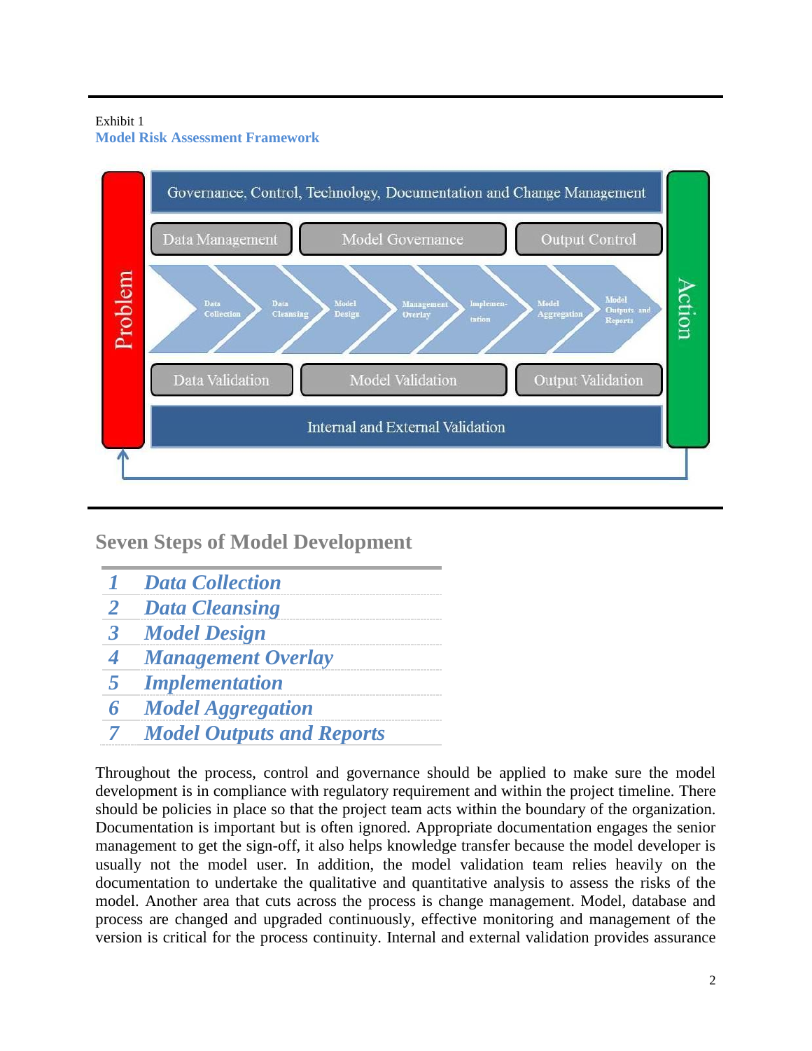Exhibit 1
**Model Risk Assessment Framework**

Problem

Governance, Control, Technology, Documentation and Change Management

Data Management | Model Governance | Output Control

Data Collection → Data Cleansing → Model Design → Management Overlay → Implementation → Model Aggregation → Model Outputs and Reports

Data Validation | Model Validation | Output Validation

Internal and External Validation

Action

## Seven Steps of Model Development

| | |
|---|---|
| *1* | *Data Collection* |
| *2* | *Data Cleansing* |
| *3* | *Model Design* |
| *4* | *Management Overlay* |
| *5* | *Implementation* |
| *6* | *Model Aggregation* |
| *7* | *Model Outputs and Reports* |

Throughout the process, control and governance should be applied to make sure the model development is in compliance with regulatory requirement and within the project timeline. There should be policies in place so that the project team acts within the boundary of the organization. Documentation is important but is often ignored. Appropriate documentation engages the senior management to get the sign-off, it also helps knowledge transfer because the model developer is usually not the model user. In addition, the model validation team relies heavily on the documentation to undertake the qualitative and quantitative analysis to assess the risks of the model. Another area that cuts across the process is change management. Model, database and process are changed and upgraded continuously, effective monitoring and management of the version is critical for the process continuity. Internal and external validation provides assurance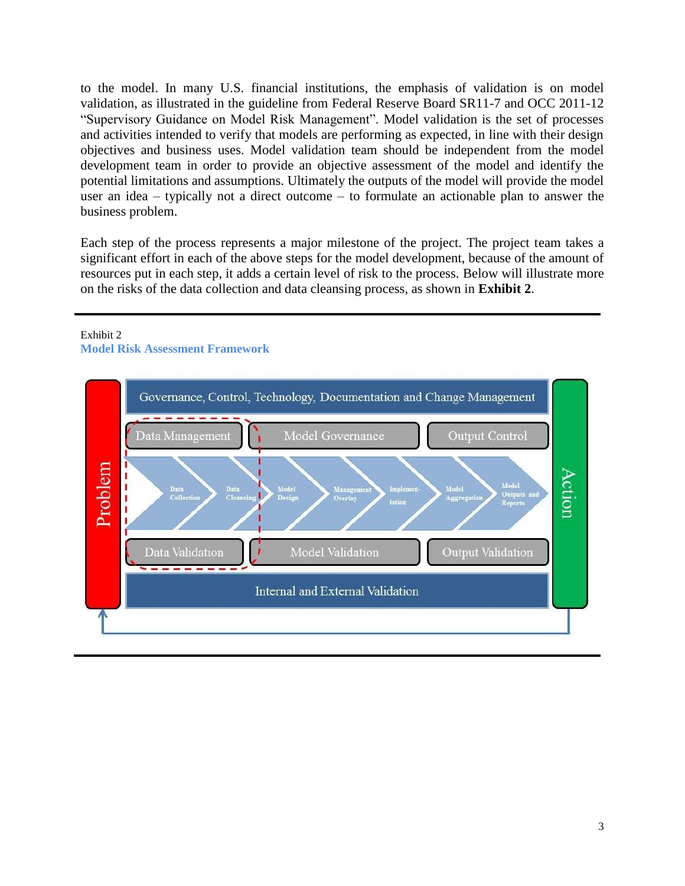to the model. In many U.S. financial institutions, the emphasis of validation is on model validation, as illustrated in the guideline from Federal Reserve Board SR11-7 and OCC 2011-12 "Supervisory Guidance on Model Risk Management". Model validation is the set of processes and activities intended to verify that models are performing as expected, in line with their design objectives and business uses. Model validation team should be independent from the model development team in order to provide an objective assessment of the model and identify the potential limitations and assumptions. Ultimately the outputs of the model will provide the model user an idea – typically not a direct outcome – to formulate an actionable plan to answer the business problem.

Each step of the process represents a major milestone of the project. The project team takes a significant effort in each of the above steps for the model development, because of the amount of resources put in each step, it adds a certain level of risk to the process. Below will illustrate more on the risks of the data collection and data cleansing process, as shown in **Exhibit 2**.

Exhibit 2
**Model Risk Assessment Framework**

Problem

Governance, Control, Technology, Documentation and Change Management

Data Management | Model Governance | Output Control

Data Collection → Data Cleansing → Model Design → Management Overlay → Implementation → Model Aggregation → Model Outputs and Reports

Data Validation | Model Validation | Output Validation

Internal and External Validation

Action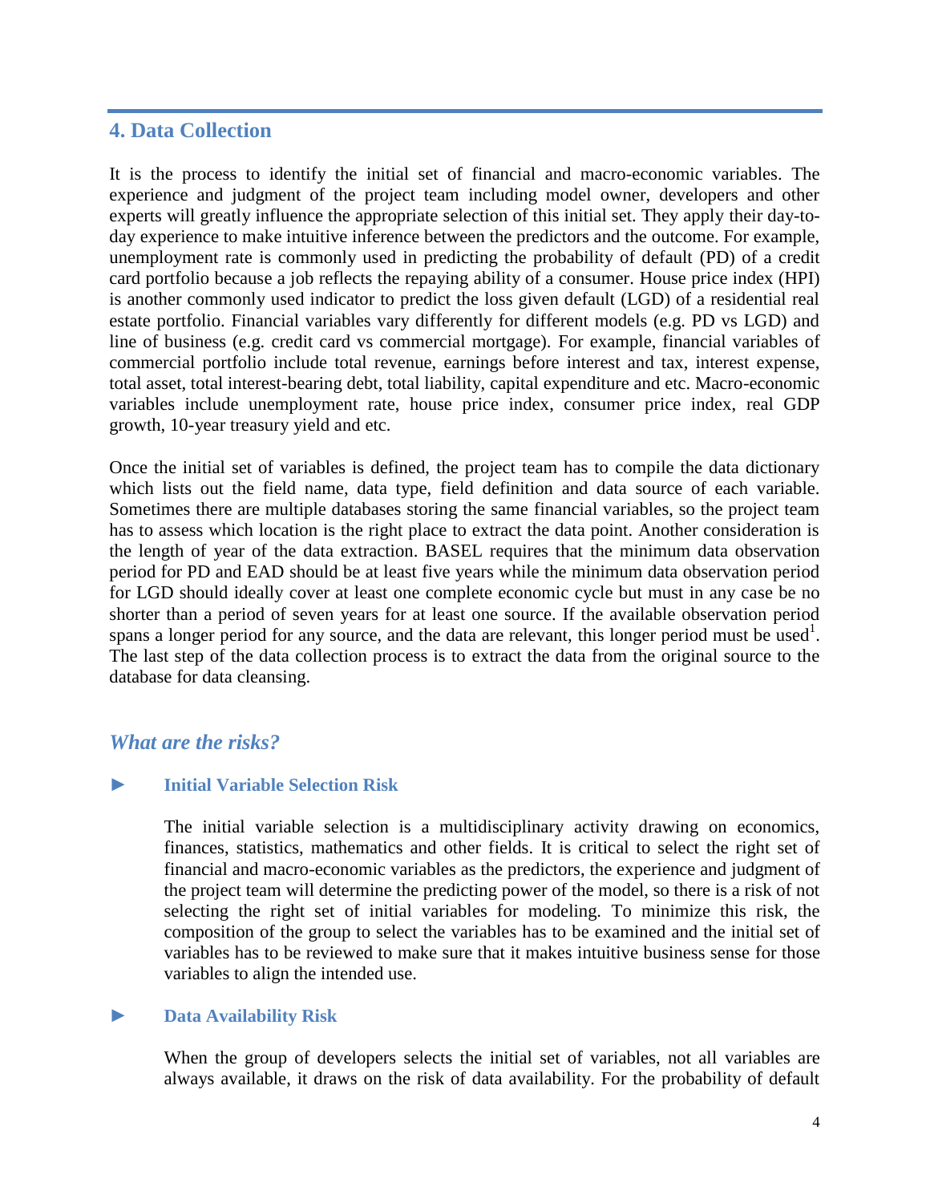## 4. Data Collection

It is the process to identify the initial set of financial and macro-economic variables. The experience and judgment of the project team including model owner, developers and other experts will greatly influence the appropriate selection of this initial set. They apply their day-to-day experience to make intuitive inference between the predictors and the outcome. For example, unemployment rate is commonly used in predicting the probability of default (PD) of a credit card portfolio because a job reflects the repaying ability of a consumer. House price index (HPI) is another commonly used indicator to predict the loss given default (LGD) of a residential real estate portfolio. Financial variables vary differently for different models (e.g. PD vs LGD) and line of business (e.g. credit card vs commercial mortgage). For example, financial variables of commercial portfolio include total revenue, earnings before interest and tax, interest expense, total asset, total interest-bearing debt, total liability, capital expenditure and etc. Macro-economic variables include unemployment rate, house price index, consumer price index, real GDP growth, 10-year treasury yield and etc.

Once the initial set of variables is defined, the project team has to compile the data dictionary which lists out the field name, data type, field definition and data source of each variable. Sometimes there are multiple databases storing the same financial variables, so the project team has to assess which location is the right place to extract the data point. Another consideration is the length of year of the data extraction. BASEL requires that the minimum data observation period for PD and EAD should be at least five years while the minimum data observation period for LGD should ideally cover at least one complete economic cycle but must in any case be no shorter than a period of seven years for at least one source. If the available observation period spans a longer period for any source, and the data are relevant, this longer period must be used[1]. The last step of the data collection process is to extract the data from the original source to the database for data cleansing.

### *What are the risks?*

► **Initial Variable Selection Risk**

The initial variable selection is a multidisciplinary activity drawing on economics, finances, statistics, mathematics and other fields. It is critical to select the right set of financial and macro-economic variables as the predictors, the experience and judgment of the project team will determine the predicting power of the model, so there is a risk of not selecting the right set of initial variables for modeling. To minimize this risk, the composition of the group to select the variables has to be examined and the initial set of variables has to be reviewed to make sure that it makes intuitive business sense for those variables to align the intended use.

► **Data Availability Risk**

When the group of developers selects the initial set of variables, not all variables are always available, it draws on the risk of data availability. For the probability of default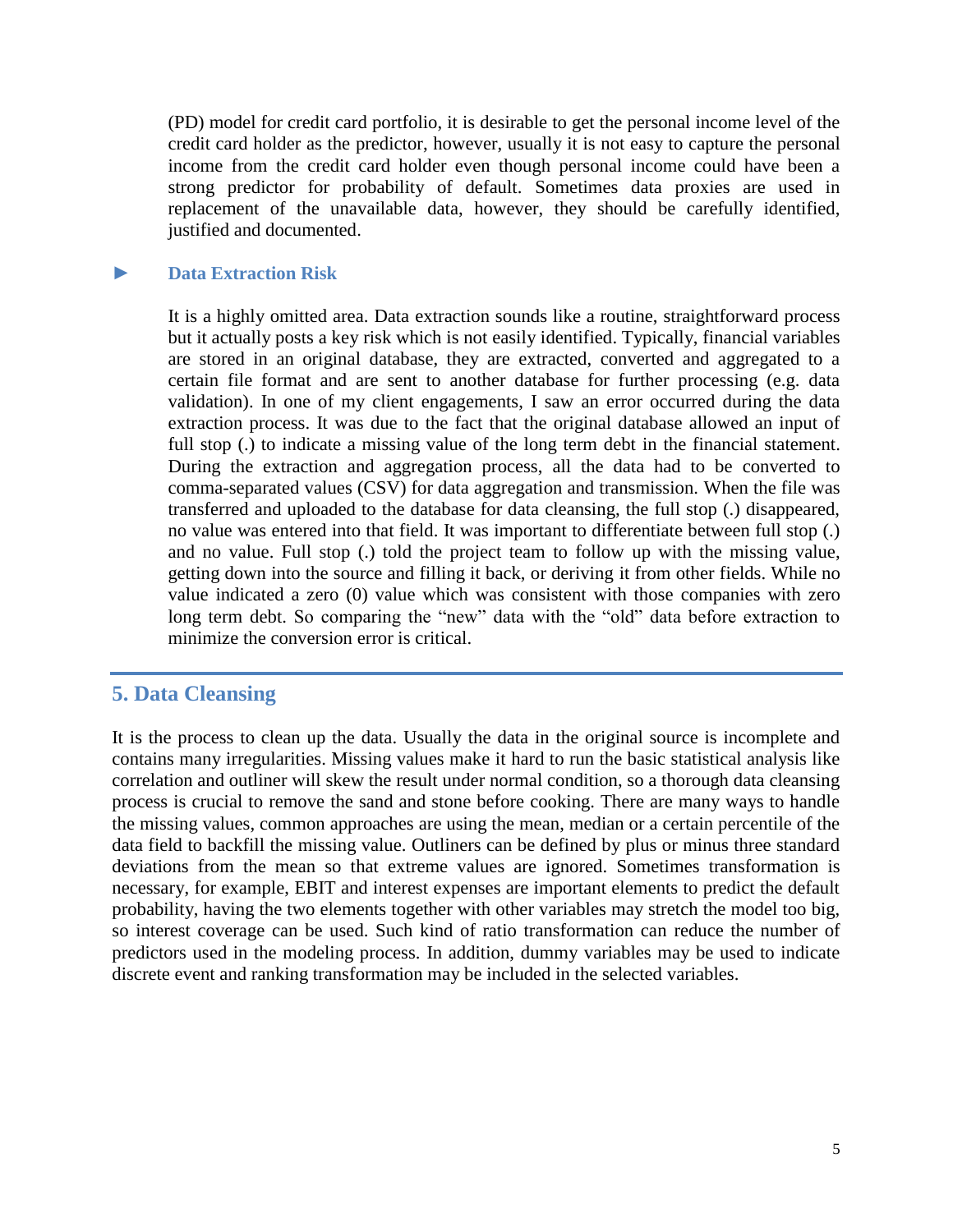(PD) model for credit card portfolio, it is desirable to get the personal income level of the credit card holder as the predictor, however, usually it is not easy to capture the personal income from the credit card holder even though personal income could have been a strong predictor for probability of default. Sometimes data proxies are used in replacement of the unavailable data, however, they should be carefully identified, justified and documented.

### ► Data Extraction Risk

It is a highly omitted area. Data extraction sounds like a routine, straightforward process but it actually posts a key risk which is not easily identified. Typically, financial variables are stored in an original database, they are extracted, converted and aggregated to a certain file format and are sent to another database for further processing (e.g. data validation). In one of my client engagements, I saw an error occurred during the data extraction process. It was due to the fact that the original database allowed an input of full stop (.) to indicate a missing value of the long term debt in the financial statement. During the extraction and aggregation process, all the data had to be converted to comma-separated values (CSV) for data aggregation and transmission. When the file was transferred and uploaded to the database for data cleansing, the full stop (.) disappeared, no value was entered into that field. It was important to differentiate between full stop (.) and no value. Full stop (.) told the project team to follow up with the missing value, getting down into the source and filling it back, or deriving it from other fields. While no value indicated a zero (0) value which was consistent with those companies with zero long term debt. So comparing the "new" data with the "old" data before extraction to minimize the conversion error is critical.

## 5. Data Cleansing

It is the process to clean up the data. Usually the data in the original source is incomplete and contains many irregularities. Missing values make it hard to run the basic statistical analysis like correlation and outliner will skew the result under normal condition, so a thorough data cleansing process is crucial to remove the sand and stone before cooking. There are many ways to handle the missing values, common approaches are using the mean, median or a certain percentile of the data field to backfill the missing value. Outliners can be defined by plus or minus three standard deviations from the mean so that extreme values are ignored. Sometimes transformation is necessary, for example, EBIT and interest expenses are important elements to predict the default probability, having the two elements together with other variables may stretch the model too big, so interest coverage can be used. Such kind of ratio transformation can reduce the number of predictors used in the modeling process. In addition, dummy variables may be used to indicate discrete event and ranking transformation may be included in the selected variables.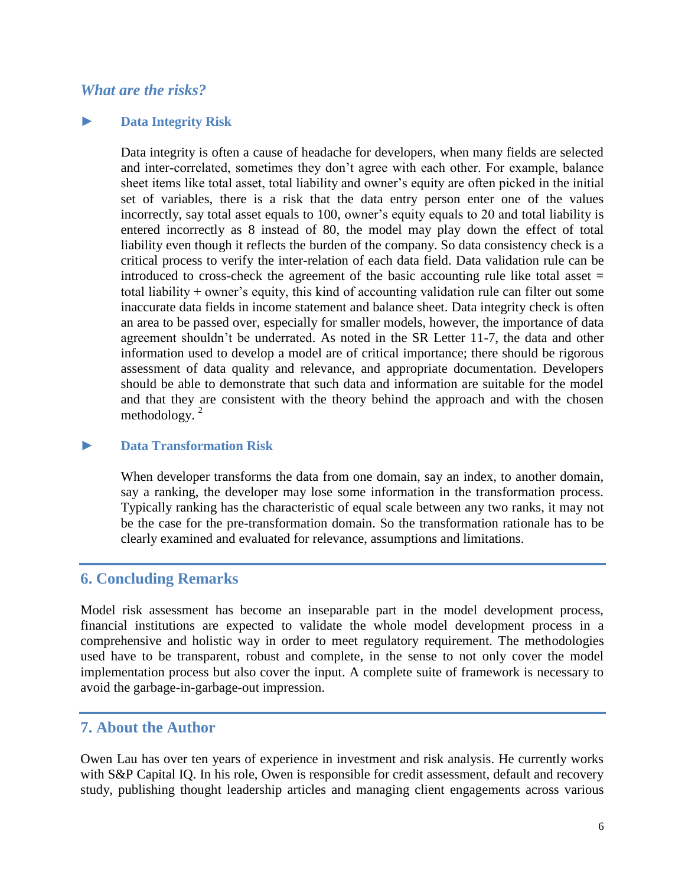### *What are the risks?*

► **Data Integrity Risk**

Data integrity is often a cause of headache for developers, when many fields are selected and inter-correlated, sometimes they don't agree with each other. For example, balance sheet items like total asset, total liability and owner's equity are often picked in the initial set of variables, there is a risk that the data entry person enter one of the values incorrectly, say total asset equals to 100, owner's equity equals to 20 and total liability is entered incorrectly as 8 instead of 80, the model may play down the effect of total liability even though it reflects the burden of the company. So data consistency check is a critical process to verify the inter-relation of each data field. Data validation rule can be introduced to cross-check the agreement of the basic accounting rule like total asset = total liability + owner's equity, this kind of accounting validation rule can filter out some inaccurate data fields in income statement and balance sheet. Data integrity check is often an area to be passed over, especially for smaller models, however, the importance of data agreement shouldn't be underrated. As noted in the SR Letter 11-7, the data and other information used to develop a model are of critical importance; there should be rigorous assessment of data quality and relevance, and appropriate documentation. Developers should be able to demonstrate that such data and information are suitable for the model and that they are consistent with the theory behind the approach and with the chosen methodology. [2]

► **Data Transformation Risk**

When developer transforms the data from one domain, say an index, to another domain, say a ranking, the developer may lose some information in the transformation process. Typically ranking has the characteristic of equal scale between any two ranks, it may not be the case for the pre-transformation domain. So the transformation rationale has to be clearly examined and evaluated for relevance, assumptions and limitations.

## 6. Concluding Remarks

Model risk assessment has become an inseparable part in the model development process, financial institutions are expected to validate the whole model development process in a comprehensive and holistic way in order to meet regulatory requirement. The methodologies used have to be transparent, robust and complete, in the sense to not only cover the model implementation process but also cover the input. A complete suite of framework is necessary to avoid the garbage-in-garbage-out impression.

## 7. About the Author

Owen Lau has over ten years of experience in investment and risk analysis. He currently works with S&P Capital IQ. In his role, Owen is responsible for credit assessment, default and recovery study, publishing thought leadership articles and managing client engagements across various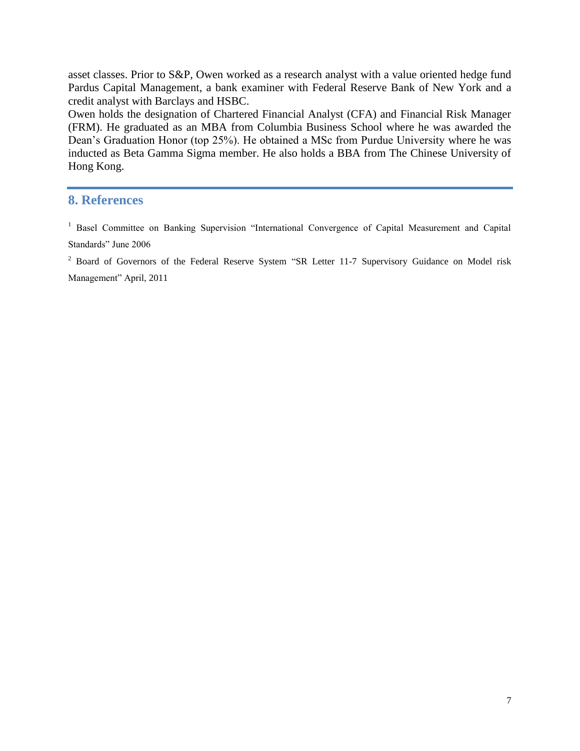asset classes. Prior to S&P, Owen worked as a research analyst with a value oriented hedge fund Pardus Capital Management, a bank examiner with Federal Reserve Bank of New York and a credit analyst with Barclays and HSBC.

Owen holds the designation of Chartered Financial Analyst (CFA) and Financial Risk Manager (FRM). He graduated as an MBA from Columbia Business School where he was awarded the Dean's Graduation Honor (top 25%). He obtained a MSc from Purdue University where he was inducted as Beta Gamma Sigma member. He also holds a BBA from The Chinese University of Hong Kong.

## 8. References

[1] Basel Committee on Banking Supervision "International Convergence of Capital Measurement and Capital Standards" June 2006

[2] Board of Governors of the Federal Reserve System "SR Letter 11-7 Supervisory Guidance on Model risk Management" April, 2011